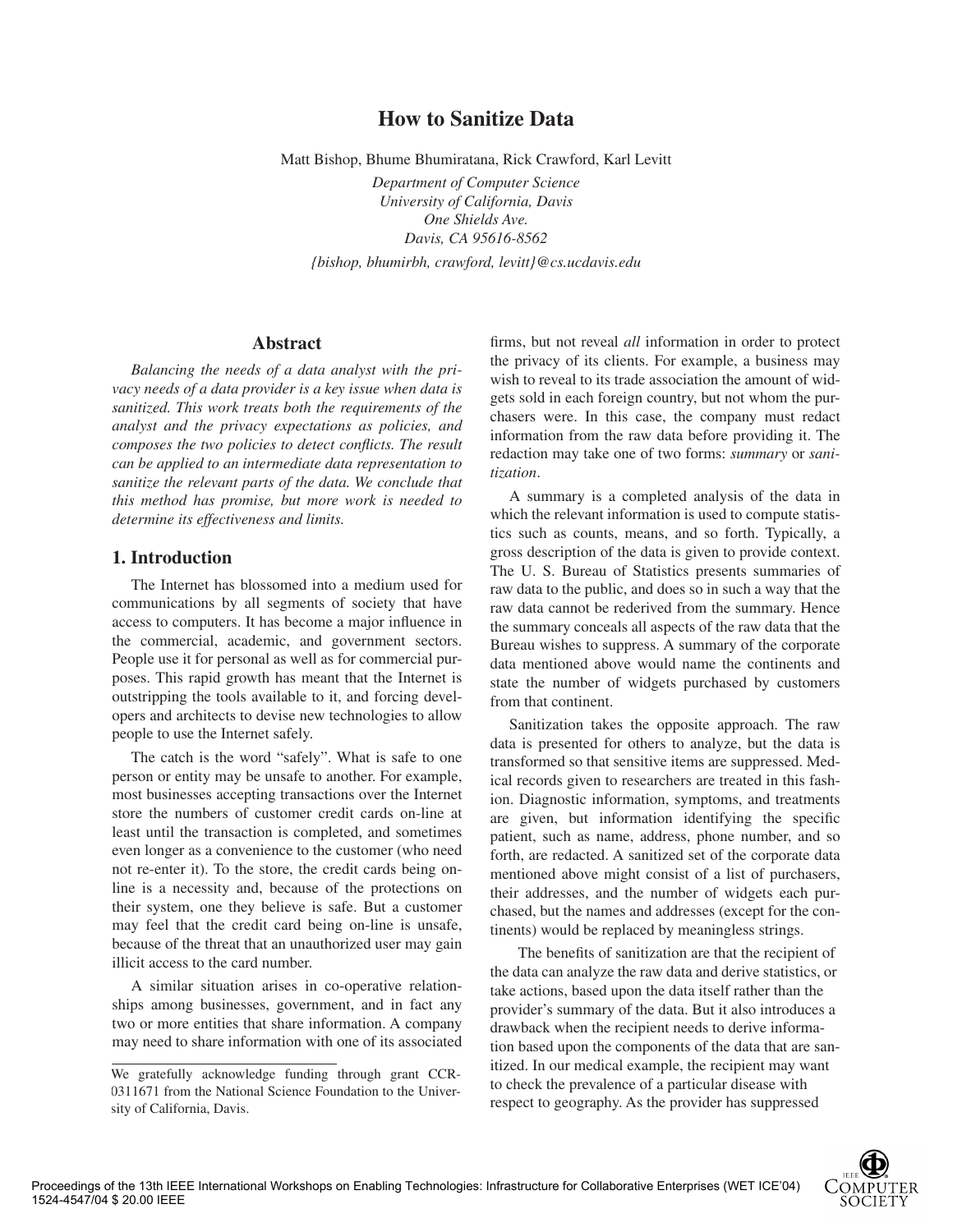# How to Sanitize Data

Matt Bishop, Bhume Bhumiratana, Rick Crawford, Karl Levitt

*Department of Computer Science*
*University of California, Davis*
*One Shields Ave.*
*Davis, CA 95616-8562*

*{bishop, bhumirbh, crawford, levitt}@cs.ucdavis.edu*

## Abstract

*Balancing the needs of a data analyst with the privacy needs of a data provider is a key issue when data is sanitized. This work treats both the requirements of the analyst and the privacy expectations as policies, and composes the two policies to detect conflicts. The result can be applied to an intermediate data representation to sanitize the relevant parts of the data. We conclude that this method has promise, but more work is needed to determine its effectiveness and limits.*

## 1. Introduction

The Internet has blossomed into a medium used for communications by all segments of society that have access to computers. It has become a major influence in the commercial, academic, and government sectors. People use it for personal as well as for commercial purposes. This rapid growth has meant that the Internet is outstripping the tools available to it, and forcing developers and architects to devise new technologies to allow people to use the Internet safely.

The catch is the word "safely". What is safe to one person or entity may be unsafe to another. For example, most businesses accepting transactions over the Internet store the numbers of customer credit cards on-line at least until the transaction is completed, and sometimes even longer as a convenience to the customer (who need not re-enter it). To the store, the credit cards being online is a necessity and, because of the protections on their system, one they believe is safe. But a customer may feel that the credit card being on-line is unsafe, because of the threat that an unauthorized user may gain illicit access to the card number.

A similar situation arises in co-operative relationships among businesses, government, and in fact any two or more entities that share information. A company may need to share information with one of its associated firms, but not reveal *all* information in order to protect the privacy of its clients. For example, a business may wish to reveal to its trade association the amount of widgets sold in each foreign country, but not whom the purchasers were. In this case, the company must redact information from the raw data before providing it. The redaction may take one of two forms: *summary* or *sanitization*.

A summary is a completed analysis of the data in which the relevant information is used to compute statistics such as counts, means, and so forth. Typically, a gross description of the data is given to provide context. The U. S. Bureau of Statistics presents summaries of raw data to the public, and does so in such a way that the raw data cannot be rederived from the summary. Hence the summary conceals all aspects of the raw data that the Bureau wishes to suppress. A summary of the corporate data mentioned above would name the continents and state the number of widgets purchased by customers from that continent.

Sanitization takes the opposite approach. The raw data is presented for others to analyze, but the data is transformed so that sensitive items are suppressed. Medical records given to researchers are treated in this fashion. Diagnostic information, symptoms, and treatments are given, but information identifying the specific patient, such as name, address, phone number, and so forth, are redacted. A sanitized set of the corporate data mentioned above might consist of a list of purchasers, their addresses, and the number of widgets each purchased, but the names and addresses (except for the continents) would be replaced by meaningless strings.

The benefits of sanitization are that the recipient of the data can analyze the raw data and derive statistics, or take actions, based upon the data itself rather than the provider's summary of the data. But it also introduces a drawback when the recipient needs to derive information based upon the components of the data that are sanitized. In our medical example, the recipient may want to check the prevalence of a particular disease with respect to geography. As the provider has suppressed

We gratefully acknowledge funding through grant CCR-0311671 from the National Science Foundation to the University of California, Davis.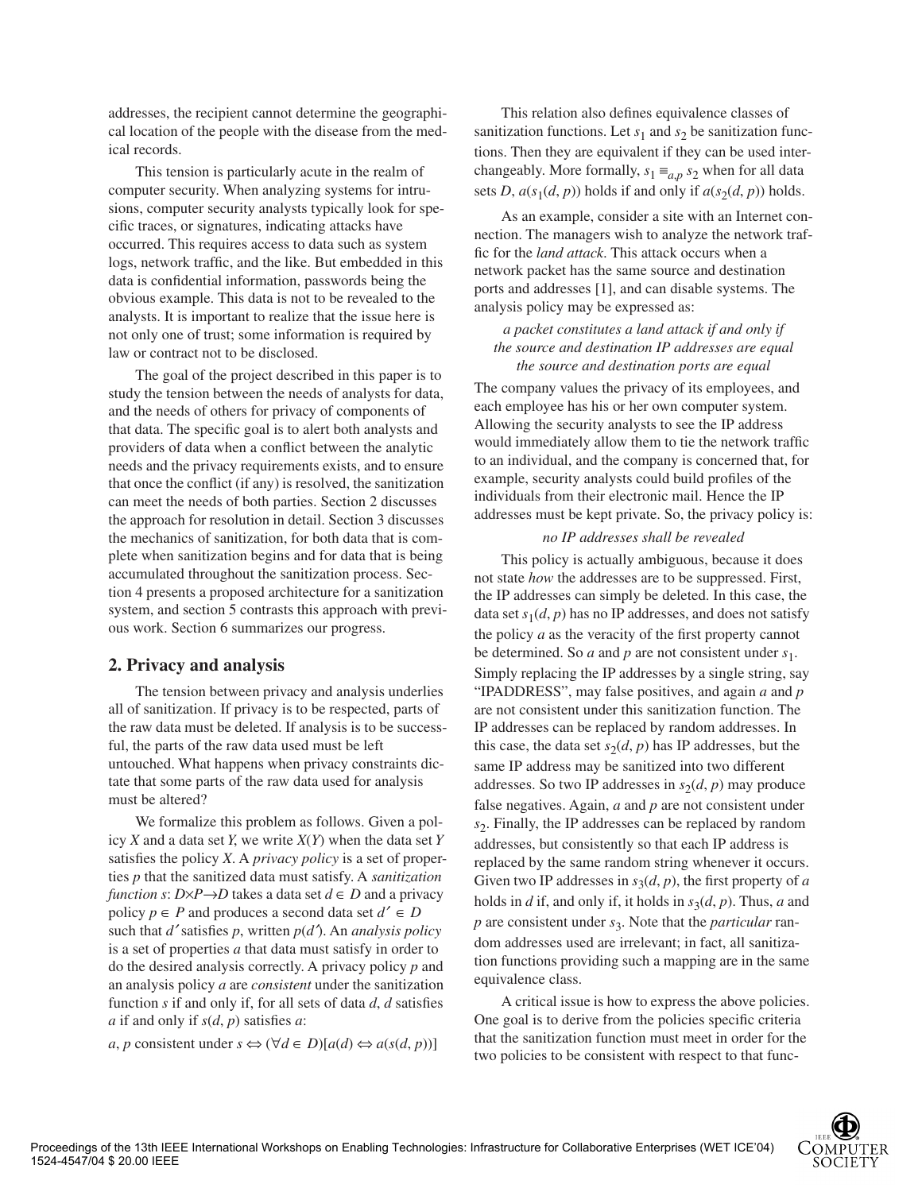addresses, the recipient cannot determine the geographical location of the people with the disease from the medical records.

This tension is particularly acute in the realm of computer security. When analyzing systems for intrusions, computer security analysts typically look for specific traces, or signatures, indicating attacks have occurred. This requires access to data such as system logs, network traffic, and the like. But embedded in this data is confidential information, passwords being the obvious example. This data is not to be revealed to the analysts. It is important to realize that the issue here is not only one of trust; some information is required by law or contract not to be disclosed.

The goal of the project described in this paper is to study the tension between the needs of analysts for data, and the needs of others for privacy of components of that data. The specific goal is to alert both analysts and providers of data when a conflict between the analytic needs and the privacy requirements exists, and to ensure that once the conflict (if any) is resolved, the sanitization can meet the needs of both parties. Section 2 discusses the approach for resolution in detail. Section 3 discusses the mechanics of sanitization, for both data that is complete when sanitization begins and for data that is being accumulated throughout the sanitization process. Section 4 presents a proposed architecture for a sanitization system, and section 5 contrasts this approach with previous work. Section 6 summarizes our progress.

## 2. Privacy and analysis

The tension between privacy and analysis underlies all of sanitization. If privacy is to be respected, parts of the raw data must be deleted. If analysis is to be successful, the parts of the raw data used must be left untouched. What happens when privacy constraints dictate that some parts of the raw data used for analysis must be altered?

We formalize this problem as follows. Given a policy $X$ and a data set $Y$, we write $X(Y)$ when the data set $Y$ satisfies the policy $X$. A *privacy policy* is a set of properties $p$ that the sanitized data must satisfy. A *sanitization function* $s$: $D \times P \rightarrow D$ takes a data set $d \in D$ and a privacy policy $p \in P$ and produces a second data set $d' \in D$ such that $d'$ satisfies $p$, written $p(d')$. An *analysis policy* is a set of properties $a$ that data must satisfy in order to do the desired analysis correctly. A privacy policy $p$ and an analysis policy $a$ are *consistent* under the sanitization function $s$ if and only if, for all sets of data $d$, $d$ satisfies $a$ if and only if $s(d, p)$ satisfies $a$:

$a$, $p$ consistent under $s \Leftrightarrow (\forall d \in D)[a(d) \Leftrightarrow a(s(d, p))]$

This relation also defines equivalence classes of sanitization functions. Let $s_1$ and $s_2$ be sanitization functions. Then they are equivalent if they can be used interchangeably. More formally, $s_1 \equiv_{a,p} s_2$ when for all data sets $D$, $a(s_1(d, p))$ holds if and only if $a(s_2(d, p))$ holds.

As an example, consider a site with an Internet connection. The managers wish to analyze the network traffic for the *land attack*. This attack occurs when a network packet has the same source and destination ports and addresses [1], and can disable systems. The analysis policy may be expressed as:

*a packet constitutes a land attack if and only if*
*the source and destination IP addresses are equal*
*the source and destination ports are equal*

The company values the privacy of its employees, and each employee has his or her own computer system. Allowing the security analysts to see the IP address would immediately allow them to tie the network traffic to an individual, and the company is concerned that, for example, security analysts could build profiles of the individuals from their electronic mail. Hence the IP addresses must be kept private. So, the privacy policy is:

*no IP addresses shall be revealed*

This policy is actually ambiguous, because it does not state *how* the addresses are to be suppressed. First, the IP addresses can simply be deleted. In this case, the data set $s_1(d, p)$ has no IP addresses, and does not satisfy the policy $a$ as the veracity of the first property cannot be determined. So $a$ and $p$ are not consistent under $s_1$. Simply replacing the IP addresses by a single string, say "IPADDRESS", may false positives, and again $a$ and $p$ are not consistent under this sanitization function. The IP addresses can be replaced by random addresses. In this case, the data set $s_2(d, p)$ has IP addresses, but the same IP address may be sanitized into two different addresses. So two IP addresses in $s_2(d, p)$ may produce false negatives. Again, $a$ and $p$ are not consistent under $s_2$. Finally, the IP addresses can be replaced by random addresses, but consistently so that each IP address is replaced by the same random string whenever it occurs. Given two IP addresses in $s_3(d, p)$, the first property of $a$ holds in $d$ if, and only if, it holds in $s_3(d, p)$. Thus, $a$ and $p$ are consistent under $s_3$. Note that the *particular* random addresses used are irrelevant; in fact, all sanitization functions providing such a mapping are in the same equivalence class.

A critical issue is how to express the above policies. One goal is to derive from the policies specific criteria that the sanitization function must meet in order for the two policies to be consistent with respect to that func-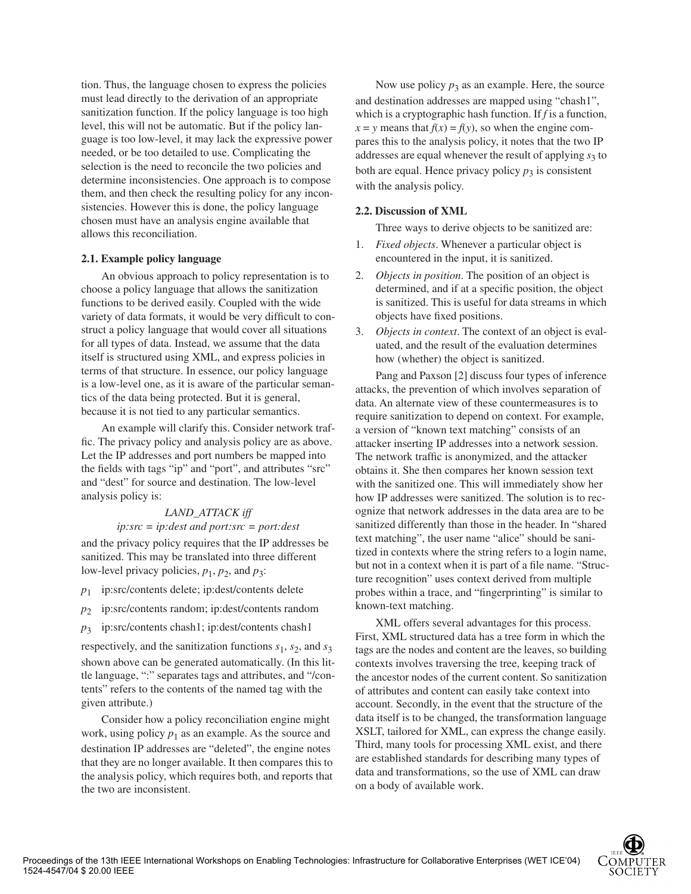tion. Thus, the language chosen to express the policies must lead directly to the derivation of an appropriate sanitization function. If the policy language is too high level, this will not be automatic. But if the policy language is too low-level, it may lack the expressive power needed, or be too detailed to use. Complicating the selection is the need to reconcile the two policies and determine inconsistencies. One approach is to compose them, and then check the resulting policy for any inconsistencies. However this is done, the policy language chosen must have an analysis engine available that allows this reconciliation.

### 2.1. Example policy language

An obvious approach to policy representation is to choose a policy language that allows the sanitization functions to be derived easily. Coupled with the wide variety of data formats, it would be very difficult to construct a policy language that would cover all situations for all types of data. Instead, we assume that the data itself is structured using XML, and express policies in terms of that structure. In essence, our policy language is a low-level one, as it is aware of the particular semantics of the data being protected. But it is general, because it is not tied to any particular semantics.

An example will clarify this. Consider network traffic. The privacy policy and analysis policy are as above. Let the IP addresses and port numbers be mapped into the fields with tags "ip" and "port", and attributes "src" and "dest" for source and destination. The low-level analysis policy is:

*LAND_ATTACK iff*
*ip:src = ip:dest and port:src = port:dest*

and the privacy policy requires that the IP addresses be sanitized. This may be translated into three different low-level privacy policies, $p_1$, $p_2$, and $p_3$:

$p_1$ ip:src/contents delete; ip:dest/contents delete

$p_2$ ip:src/contents random; ip:dest/contents random

$p_3$ ip:src/contents chash1; ip:dest/contents chash1

respectively, and the sanitization functions $s_1$, $s_2$, and $s_3$ shown above can be generated automatically. (In this little language, ":" separates tags and attributes, and "/contents" refers to the contents of the named tag with the given attribute.)

Consider how a policy reconciliation engine might work, using policy $p_1$ as an example. As the source and destination IP addresses are "deleted", the engine notes that they are no longer available. It then compares this to the analysis policy, which requires both, and reports that the two are inconsistent.

Now use policy $p_3$ as an example. Here, the source and destination addresses are mapped using "chash1", which is a cryptographic hash function. If $f$ is a function, $x = y$ means that $f(x) = f(y)$, so when the engine compares this to the analysis policy, it notes that the two IP addresses are equal whenever the result of applying $s_3$ to both are equal. Hence privacy policy $p_3$ is consistent with the analysis policy.

### 2.2. Discussion of XML

Three ways to derive objects to be sanitized are:

1. *Fixed objects*. Whenever a particular object is encountered in the input, it is sanitized.
2. *Objects in position*. The position of an object is determined, and if at a specific position, the object is sanitized. This is useful for data streams in which objects have fixed positions.
3. *Objects in context*. The context of an object is evaluated, and the result of the evaluation determines how (whether) the object is sanitized.

Pang and Paxson [2] discuss four types of inference attacks, the prevention of which involves separation of data. An alternate view of these countermeasures is to require sanitization to depend on context. For example, a version of "known text matching" consists of an attacker inserting IP addresses into a network session. The network traffic is anonymized, and the attacker obtains it. She then compares her known session text with the sanitized one. This will immediately show her how IP addresses were sanitized. The solution is to recognize that network addresses in the data area are to be sanitized differently than those in the header. In "shared text matching", the user name "alice" should be sanitized in contexts where the string refers to a login name, but not in a context when it is part of a file name. "Structure recognition" uses context derived from multiple probes within a trace, and "fingerprinting" is similar to known-text matching.

XML offers several advantages for this process. First, XML structured data has a tree form in which the tags are the nodes and content are the leaves, so building contexts involves traversing the tree, keeping track of the ancestor nodes of the current content. So sanitization of attributes and content can easily take context into account. Secondly, in the event that the structure of the data itself is to be changed, the transformation language XSLT, tailored for XML, can express the change easily. Third, many tools for processing XML exist, and there are established standards for describing many types of data and transformations, so the use of XML can draw on a body of available work.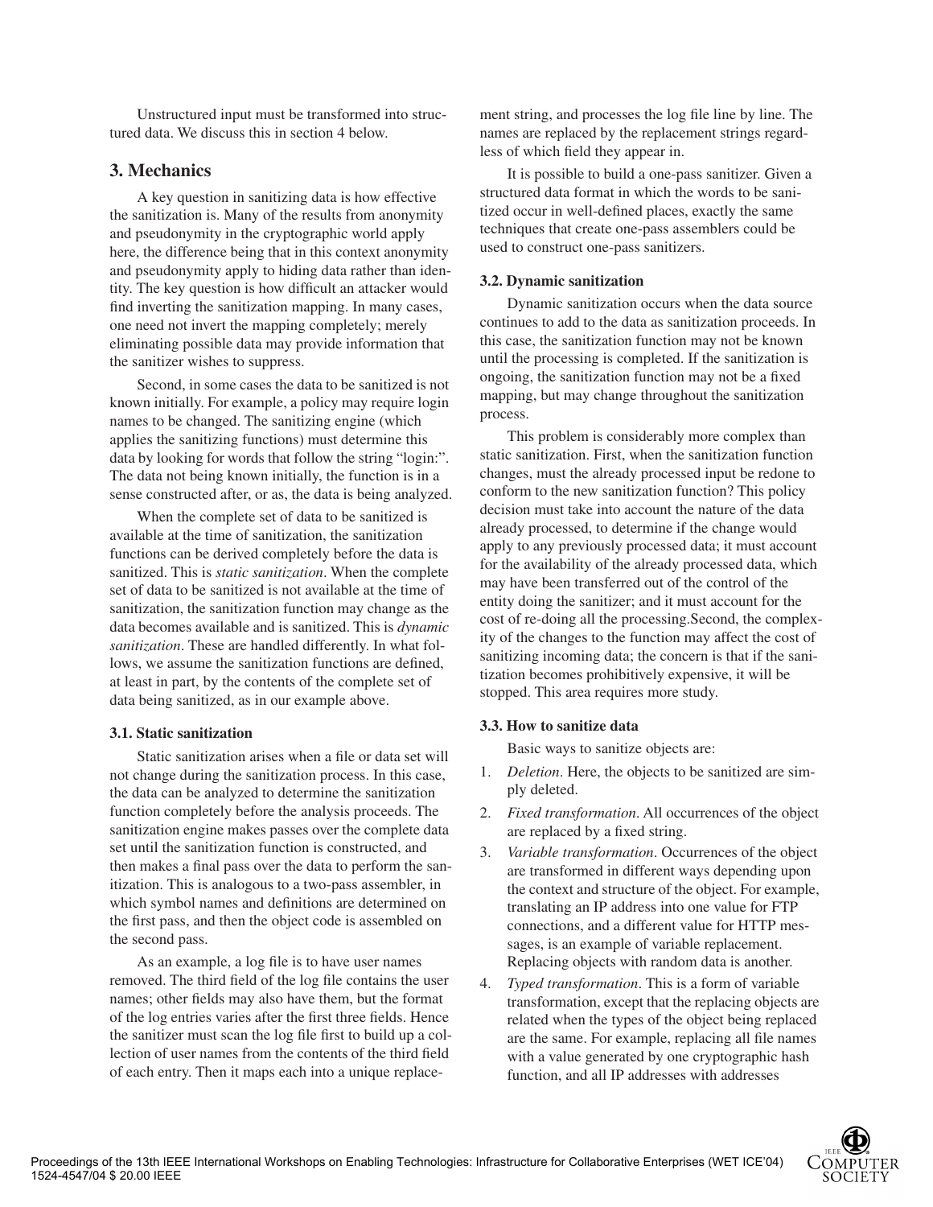Unstructured input must be transformed into structured data. We discuss this in section 4 below.

## 3. Mechanics

A key question in sanitizing data is how effective the sanitization is. Many of the results from anonymity and pseudonymity in the cryptographic world apply here, the difference being that in this context anonymity and pseudonymity apply to hiding data rather than identity. The key question is how difficult an attacker would find inverting the sanitization mapping. In many cases, one need not invert the mapping completely; merely eliminating possible data may provide information that the sanitizer wishes to suppress.

Second, in some cases the data to be sanitized is not known initially. For example, a policy may require login names to be changed. The sanitizing engine (which applies the sanitizing functions) must determine this data by looking for words that follow the string "login:". The data not being known initially, the function is in a sense constructed after, or as, the data is being analyzed.

When the complete set of data to be sanitized is available at the time of sanitization, the sanitization functions can be derived completely before the data is sanitized. This is *static sanitization*. When the complete set of data to be sanitized is not available at the time of sanitization, the sanitization function may change as the data becomes available and is sanitized. This is *dynamic sanitization*. These are handled differently. In what follows, we assume the sanitization functions are defined, at least in part, by the contents of the complete set of data being sanitized, as in our example above.

### 3.1. Static sanitization

Static sanitization arises when a file or data set will not change during the sanitization process. In this case, the data can be analyzed to determine the sanitization function completely before the analysis proceeds. The sanitization engine makes passes over the complete data set until the sanitization function is constructed, and then makes a final pass over the data to perform the sanitization. This is analogous to a two-pass assembler, in which symbol names and definitions are determined on the first pass, and then the object code is assembled on the second pass.

As an example, a log file is to have user names removed. The third field of the log file contains the user names; other fields may also have them, but the format of the log entries varies after the first three fields. Hence the sanitizer must scan the log file first to build up a collection of user names from the contents of the third field of each entry. Then it maps each into a unique replacement string, and processes the log file line by line. The names are replaced by the replacement strings regardless of which field they appear in.

It is possible to build a one-pass sanitizer. Given a structured data format in which the words to be sanitized occur in well-defined places, exactly the same techniques that create one-pass assemblers could be used to construct one-pass sanitizers.

### 3.2. Dynamic sanitization

Dynamic sanitization occurs when the data source continues to add to the data as sanitization proceeds. In this case, the sanitization function may not be known until the processing is completed. If the sanitization is ongoing, the sanitization function may not be a fixed mapping, but may change throughout the sanitization process.

This problem is considerably more complex than static sanitization. First, when the sanitization function changes, must the already processed input be redone to conform to the new sanitization function? This policy decision must take into account the nature of the data already processed, to determine if the change would apply to any previously processed data; it must account for the availability of the already processed data, which may have been transferred out of the control of the entity doing the sanitizer; and it must account for the cost of re-doing all the processing.Second, the complexity of the changes to the function may affect the cost of sanitizing incoming data; the concern is that if the sanitization becomes prohibitively expensive, it will be stopped. This area requires more study.

### 3.3. How to sanitize data

Basic ways to sanitize objects are:

1. *Deletion*. Here, the objects to be sanitized are simply deleted.
2. *Fixed transformation*. All occurrences of the object are replaced by a fixed string.
3. *Variable transformation*. Occurrences of the object are transformed in different ways depending upon the context and structure of the object. For example, translating an IP address into one value for FTP connections, and a different value for HTTP messages, is an example of variable replacement. Replacing objects with random data is another.
4. *Typed transformation*. This is a form of variable transformation, except that the replacing objects are related when the types of the object being replaced are the same. For example, replacing all file names with a value generated by one cryptographic hash function, and all IP addresses with addresses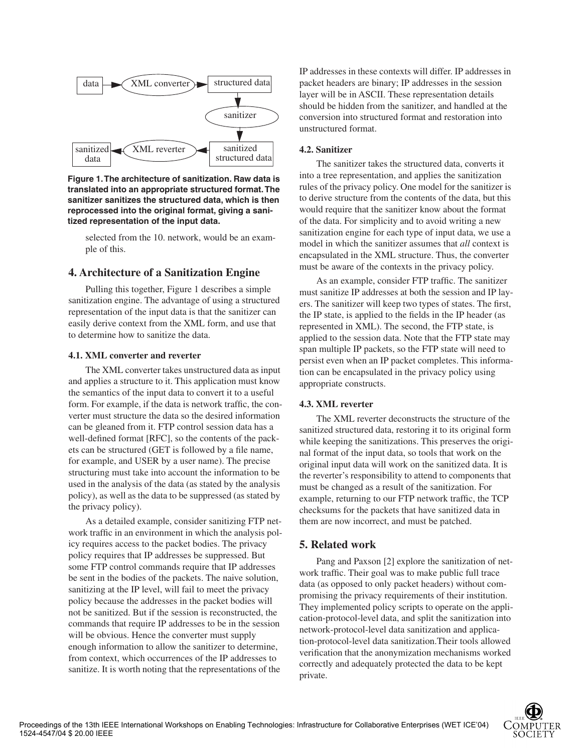data → XML converter → structured data → sanitizer → sanitized structured data → XML reverter → sanitized data

**Figure 1. The architecture of sanitization. Raw data is translated into an appropriate structured format. The sanitizer sanitizes the structured data, which is then reprocessed into the original format, giving a sanitized representation of the input data.**

selected from the 10. network, would be an example of this.

## 4. Architecture of a Sanitization Engine

Pulling this together, Figure 1 describes a simple sanitization engine. The advantage of using a structured representation of the input data is that the sanitizer can easily derive context from the XML form, and use that to determine how to sanitize the data.

### 4.1. XML converter and reverter

The XML converter takes unstructured data as input and applies a structure to it. This application must know the semantics of the input data to convert it to a useful form. For example, if the data is network traffic, the converter must structure the data so the desired information can be gleaned from it. FTP control session data has a well-defined format [RFC], so the contents of the packets can be structured (GET is followed by a file name, for example, and USER by a user name). The precise structuring must take into account the information to be used in the analysis of the data (as stated by the analysis policy), as well as the data to be suppressed (as stated by the privacy policy).

As a detailed example, consider sanitizing FTP network traffic in an environment in which the analysis policy requires access to the packet bodies. The privacy policy requires that IP addresses be suppressed. But some FTP control commands require that IP addresses be sent in the bodies of the packets. The naive solution, sanitizing at the IP level, will fail to meet the privacy policy because the addresses in the packet bodies will not be sanitized. But if the session is reconstructed, the commands that require IP addresses to be in the session will be obvious. Hence the converter must supply enough information to allow the sanitizer to determine, from context, which occurrences of the IP addresses to sanitize. It is worth noting that the representations of the IP addresses in these contexts will differ. IP addresses in packet headers are binary; IP addresses in the session layer will be in ASCII. These representation details should be hidden from the sanitizer, and handled at the conversion into structured format and restoration into unstructured format.

### 4.2. Sanitizer

The sanitizer takes the structured data, converts it into a tree representation, and applies the sanitization rules of the privacy policy. One model for the sanitizer is to derive structure from the contents of the data, but this would require that the sanitizer know about the format of the data. For simplicity and to avoid writing a new sanitization engine for each type of input data, we use a model in which the sanitizer assumes that *all* context is encapsulated in the XML structure. Thus, the converter must be aware of the contexts in the privacy policy.

As an example, consider FTP traffic. The sanitizer must sanitize IP addresses at both the session and IP layers. The sanitizer will keep two types of states. The first, the IP state, is applied to the fields in the IP header (as represented in XML). The second, the FTP state, is applied to the session data. Note that the FTP state may span multiple IP packets, so the FTP state will need to persist even when an IP packet completes. This information can be encapsulated in the privacy policy using appropriate constructs.

### 4.3. XML reverter

The XML reverter deconstructs the structure of the sanitized structured data, restoring it to its original form while keeping the sanitizations. This preserves the original format of the input data, so tools that work on the original input data will work on the sanitized data. It is the reverter's responsibility to attend to components that must be changed as a result of the sanitization. For example, returning to our FTP network traffic, the TCP checksums for the packets that have sanitized data in them are now incorrect, and must be patched.

## 5. Related work

Pang and Paxson [2] explore the sanitization of network traffic. Their goal was to make public full trace data (as opposed to only packet headers) without compromising the privacy requirements of their institution. They implemented policy scripts to operate on the application-protocol-level data, and split the sanitization into network-protocol-level data sanitization and application-protocol-level data sanitization.Their tools allowed verification that the anonymization mechanisms worked correctly and adequately protected the data to be kept private.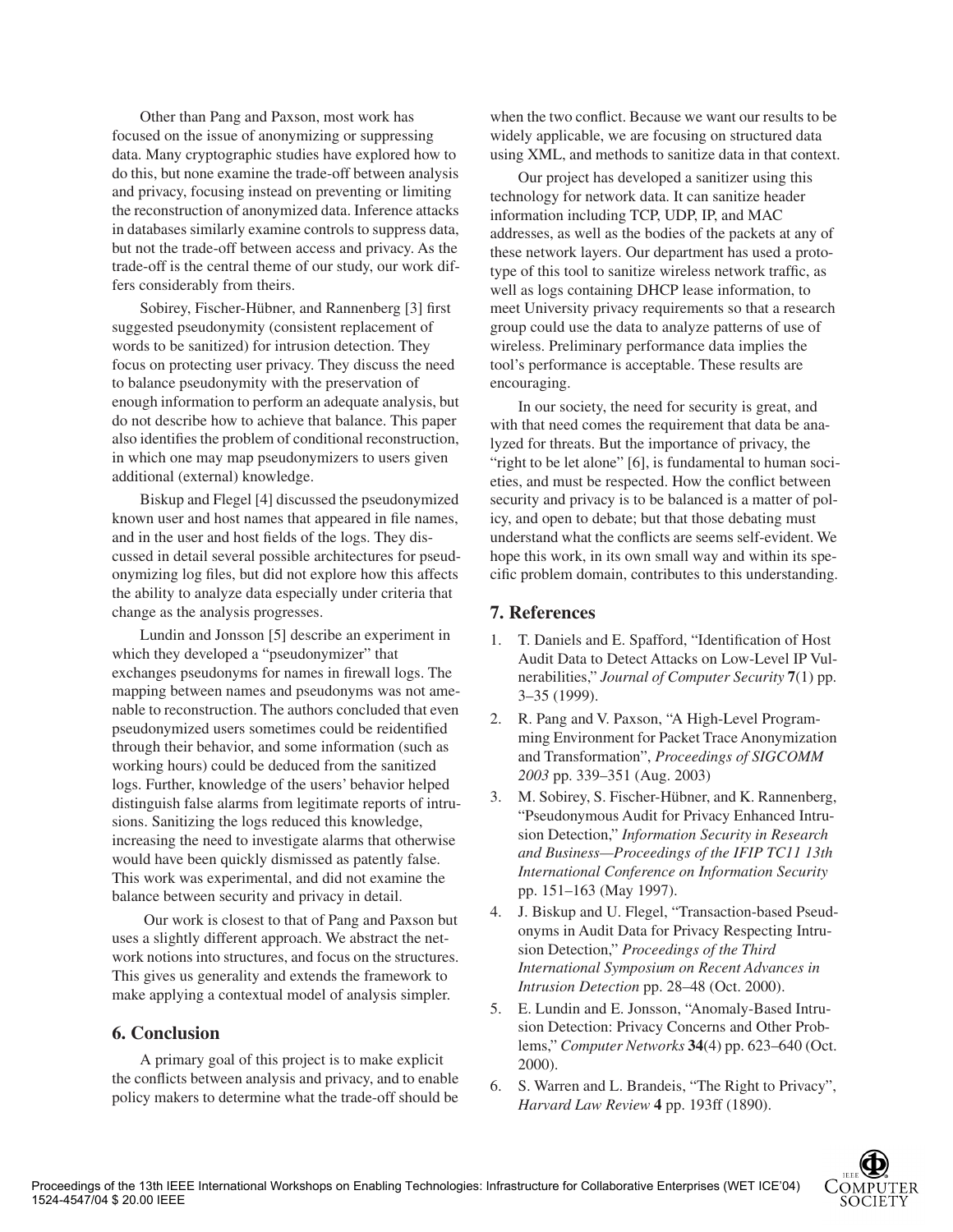Other than Pang and Paxson, most work has focused on the issue of anonymizing or suppressing data. Many cryptographic studies have explored how to do this, but none examine the trade-off between analysis and privacy, focusing instead on preventing or limiting the reconstruction of anonymized data. Inference attacks in databases similarly examine controls to suppress data, but not the trade-off between access and privacy. As the trade-off is the central theme of our study, our work differs considerably from theirs.

Sobirey, Fischer-Hübner, and Rannenberg [3] first suggested pseudonymity (consistent replacement of words to be sanitized) for intrusion detection. They focus on protecting user privacy. They discuss the need to balance pseudonymity with the preservation of enough information to perform an adequate analysis, but do not describe how to achieve that balance. This paper also identifies the problem of conditional reconstruction, in which one may map pseudonymizers to users given additional (external) knowledge.

Biskup and Flegel [4] discussed the pseudonymized known user and host names that appeared in file names, and in the user and host fields of the logs. They discussed in detail several possible architectures for pseudonymizing log files, but did not explore how this affects the ability to analyze data especially under criteria that change as the analysis progresses.

Lundin and Jonsson [5] describe an experiment in which they developed a "pseudonymizer" that exchanges pseudonyms for names in firewall logs. The mapping between names and pseudonyms was not amenable to reconstruction. The authors concluded that even pseudonymized users sometimes could be reidentified through their behavior, and some information (such as working hours) could be deduced from the sanitized logs. Further, knowledge of the users' behavior helped distinguish false alarms from legitimate reports of intrusions. Sanitizing the logs reduced this knowledge, increasing the need to investigate alarms that otherwise would have been quickly dismissed as patently false. This work was experimental, and did not examine the balance between security and privacy in detail.

Our work is closest to that of Pang and Paxson but uses a slightly different approach. We abstract the network notions into structures, and focus on the structures. This gives us generality and extends the framework to make applying a contextual model of analysis simpler.

## 6. Conclusion

A primary goal of this project is to make explicit the conflicts between analysis and privacy, and to enable policy makers to determine what the trade-off should be when the two conflict. Because we want our results to be widely applicable, we are focusing on structured data using XML, and methods to sanitize data in that context.

Our project has developed a sanitizer using this technology for network data. It can sanitize header information including TCP, UDP, IP, and MAC addresses, as well as the bodies of the packets at any of these network layers. Our department has used a prototype of this tool to sanitize wireless network traffic, as well as logs containing DHCP lease information, to meet University privacy requirements so that a research group could use the data to analyze patterns of use of wireless. Preliminary performance data implies the tool's performance is acceptable. These results are encouraging.

In our society, the need for security is great, and with that need comes the requirement that data be analyzed for threats. But the importance of privacy, the "right to be let alone" [6], is fundamental to human societies, and must be respected. How the conflict between security and privacy is to be balanced is a matter of policy, and open to debate; but that those debating must understand what the conflicts are seems self-evident. We hope this work, in its own small way and within its specific problem domain, contributes to this understanding.

## 7. References

1. T. Daniels and E. Spafford, "Identification of Host Audit Data to Detect Attacks on Low-Level IP Vulnerabilities," *Journal of Computer Security* **7**(1) pp. 3–35 (1999).
2. R. Pang and V. Paxson, "A High-Level Programming Environment for Packet Trace Anonymization and Transformation", *Proceedings of SIGCOMM 2003* pp. 339–351 (Aug. 2003)
3. M. Sobirey, S. Fischer-Hübner, and K. Rannenberg, "Pseudonymous Audit for Privacy Enhanced Intrusion Detection," *Information Security in Research and Business—Proceedings of the IFIP TC11 13th International Conference on Information Security* pp. 151–163 (May 1997).
4. J. Biskup and U. Flegel, "Transaction-based Pseudonyms in Audit Data for Privacy Respecting Intrusion Detection," *Proceedings of the Third International Symposium on Recent Advances in Intrusion Detection* pp. 28–48 (Oct. 2000).
5. E. Lundin and E. Jonsson, "Anomaly-Based Intrusion Detection: Privacy Concerns and Other Problems," *Computer Networks* **34**(4) pp. 623–640 (Oct. 2000).
6. S. Warren and L. Brandeis, "The Right to Privacy", *Harvard Law Review* **4** pp. 193ff (1890).